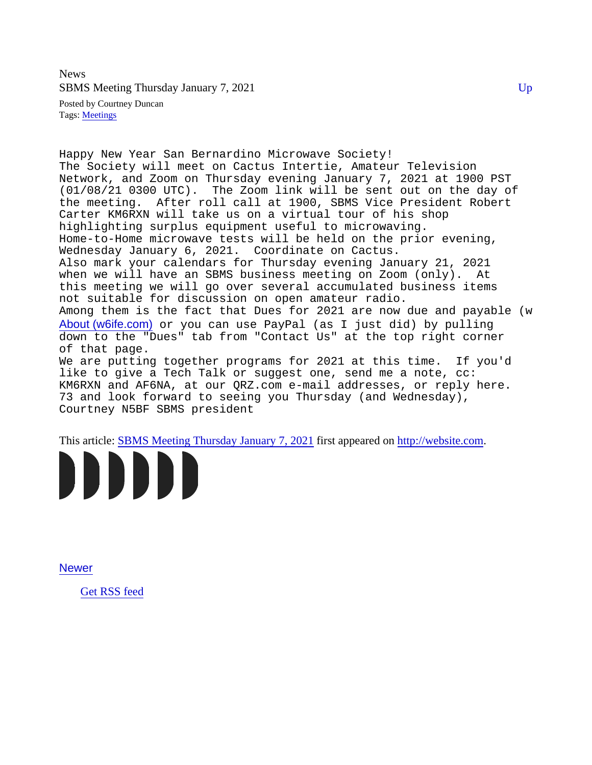News

# SBMS Meeting Thursday January 7, 2021

Up

Posted by Courtney Duncan
Tags: Meetings

```
Happy New Year San Bernardino Microwave Society!
The Society will meet on Cactus Intertie, Amateur Television
Network, and Zoom on Thursday evening January 7, 2021 at 1900 PST
(01/08/21 0300 UTC).  The Zoom link will be sent out on the day of
the meeting.  After roll call at 1900, SBMS Vice President Robert
Carter KM6RXN will take us on a virtual tour of his shop
highlighting surplus equipment useful to microwaving.
Home-to-Home microwave tests will be held on the prior evening,
Wednesday January 6, 2021.  Coordinate on Cactus.
Also mark your calendars for Thursday evening January 21, 2021
when we will have an SBMS business meeting on Zoom (only).  At
this meeting we will go over several accumulated business items
not suitable for discussion on open amateur radio.
Among them is the fact that Dues for 2021 are now due and payable (w
About (w6ife.com) or you can use PayPal (as I just did) by pulling
down to the "Dues" tab from "Contact Us" at the top right corner
of that page.
We are putting together programs for 2021 at this time.  If you'd
like to give a Tech Talk or suggest one, send me a note, cc:
KM6RXN and AF6NA, at our QRZ.com e-mail addresses, or reply here.
73 and look forward to seeing you Thursday (and Wednesday),
Courtney N5BF SBMS president
```

This article: SBMS Meeting Thursday January 7, 2021 first appeared on http://website.com.

Newer

Get RSS feed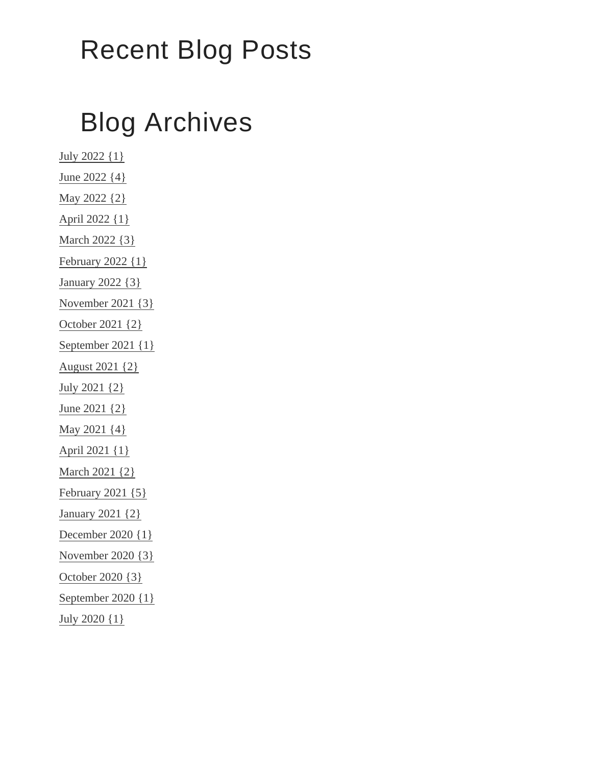# Recent Blog Posts

# Blog Archives

July 2022 {1}

June 2022 {4}

May 2022 {2}

April 2022 {1}

March 2022 {3}

February 2022 {1}

January 2022 {3}

November 2021 {3}

October 2021 {2}

September 2021 {1}

August 2021 {2}

July 2021 {2}

June 2021 {2}

May 2021 {4}

April 2021 {1}

March 2021 {2}

February 2021 {5}

January 2021 {2}

December 2020 {1}

November 2020 {3}

October 2020 {3}

September 2020 {1}

July 2020 {1}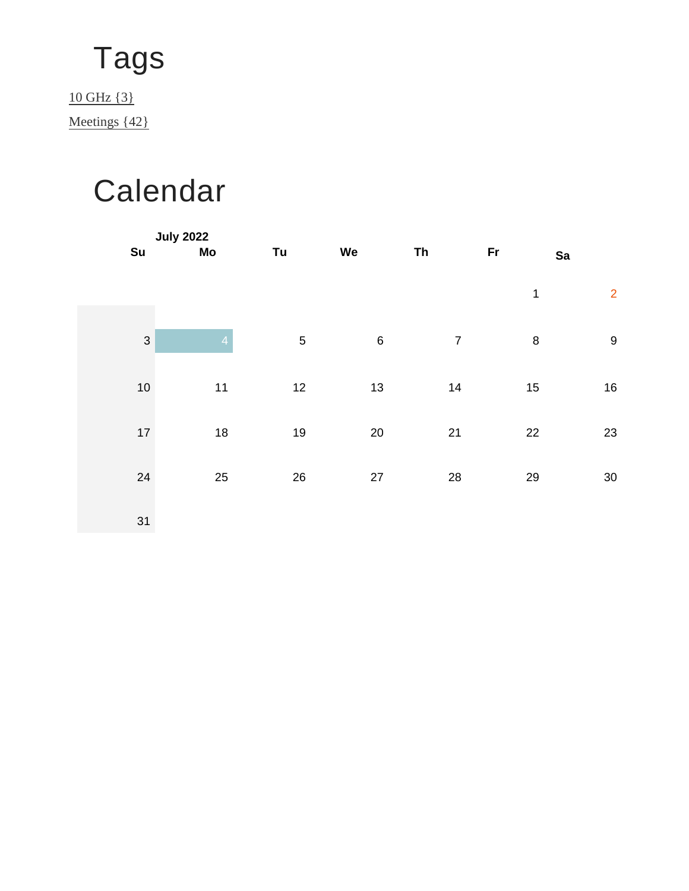# Tags

10 GHz {3}

Meetings {42}

# Calendar

**July 2022**

| Su | Mo | Tu | We | Th | Fr | Sa |
|---|---|---|---|---|---|---|
| | | | | | 1 | 2 |
| 3 | 4 | 5 | 6 | 7 | 8 | 9 |
| 10 | 11 | 12 | 13 | 14 | 15 | 16 |
| 17 | 18 | 19 | 20 | 21 | 22 | 23 |
| 24 | 25 | 26 | 27 | 28 | 29 | 30 |
| 31 | | | | | | |